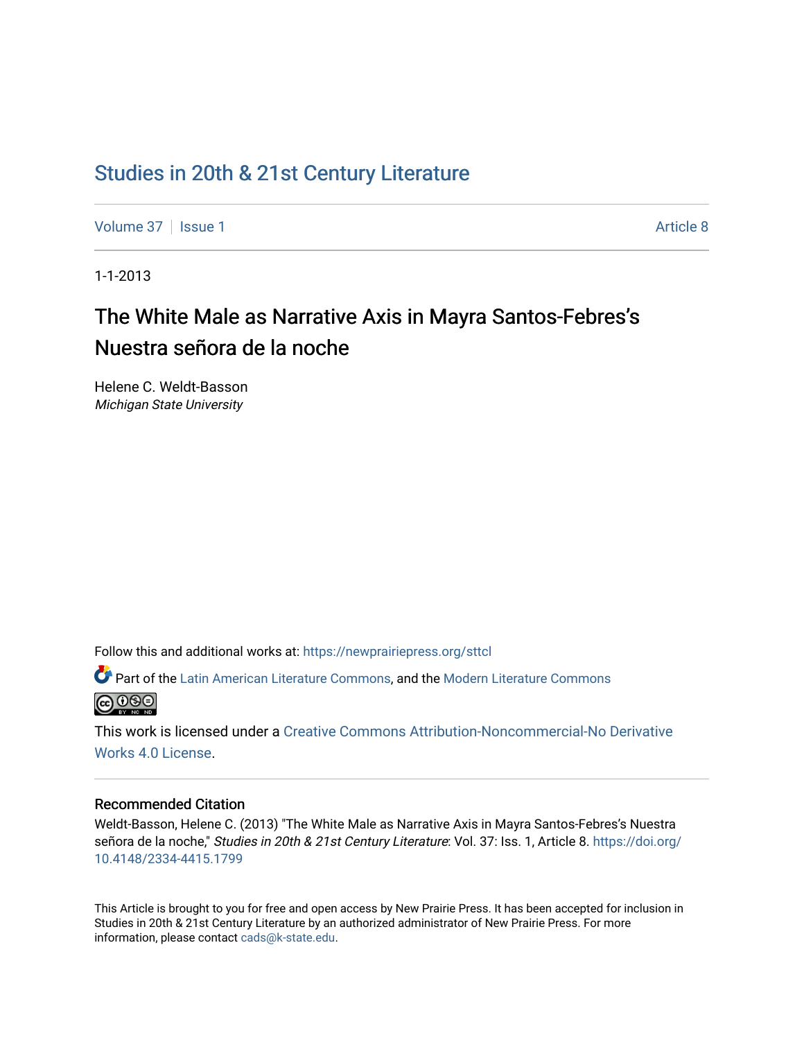# Studies in 20th & 21st Century Literature

Volume 37 | Issue 1 Article 8

1-1-2013

## The White Male as Narrative Axis in Mayra Santos-Febres's Nuestra señora de la noche

Helene C. Weldt-Basson
*Michigan State University*

Follow this and additional works at: https://newprairiepress.org/sttcl

Part of the Latin American Literature Commons, and the Modern Literature Commons

This work is licensed under a Creative Commons Attribution-Noncommercial-No Derivative Works 4.0 License.

### Recommended Citation

Weldt-Basson, Helene C. (2013) "The White Male as Narrative Axis in Mayra Santos-Febres's Nuestra señora de la noche," *Studies in 20th & 21st Century Literature*: Vol. 37: Iss. 1, Article 8. https://doi.org/10.4148/2334-4415.1799

This Article is brought to you for free and open access by New Prairie Press. It has been accepted for inclusion in Studies in 20th & 21st Century Literature by an authorized administrator of New Prairie Press. For more information, please contact cads@k-state.edu.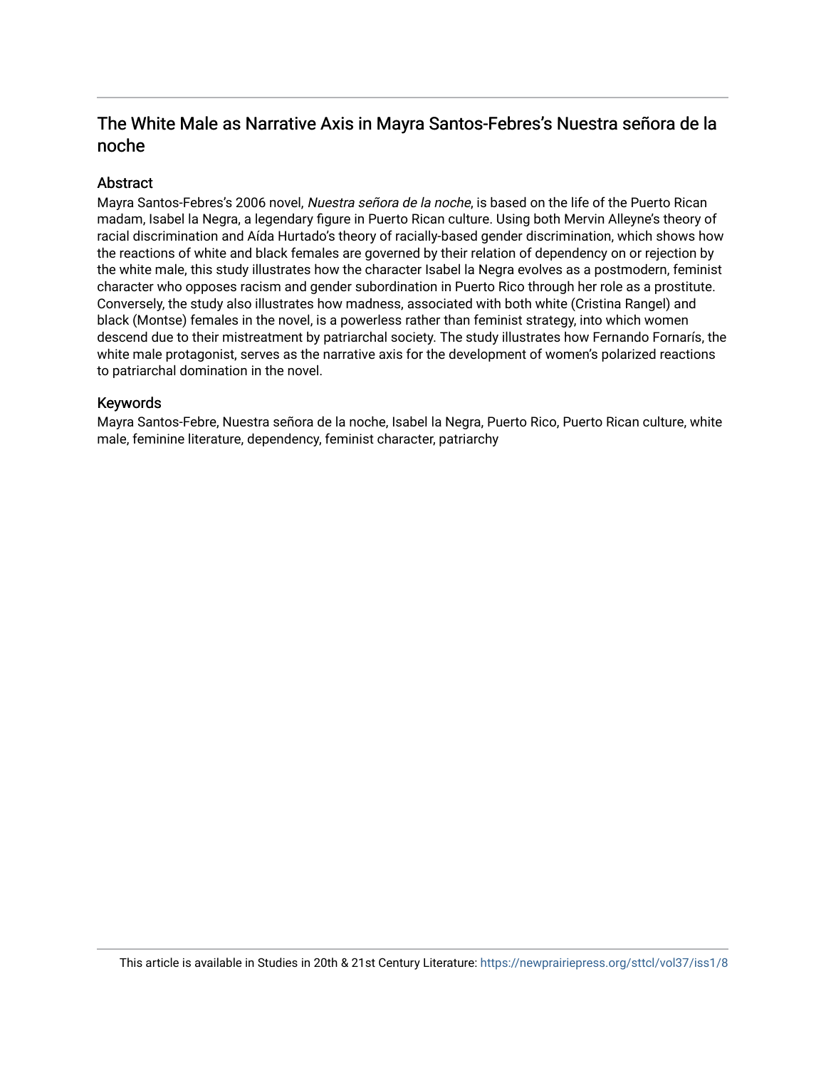## The White Male as Narrative Axis in Mayra Santos-Febres's Nuestra señora de la noche

### Abstract

Mayra Santos-Febres's 2006 novel, *Nuestra señora de la noche*, is based on the life of the Puerto Rican madam, Isabel la Negra, a legendary figure in Puerto Rican culture. Using both Mervin Alleyne's theory of racial discrimination and Aída Hurtado's theory of racially-based gender discrimination, which shows how the reactions of white and black females are governed by their relation of dependency on or rejection by the white male, this study illustrates how the character Isabel la Negra evolves as a postmodern, feminist character who opposes racism and gender subordination in Puerto Rico through her role as a prostitute. Conversely, the study also illustrates how madness, associated with both white (Cristina Rangel) and black (Montse) females in the novel, is a powerless rather than feminist strategy, into which women descend due to their mistreatment by patriarchal society. The study illustrates how Fernando Fornarís, the white male protagonist, serves as the narrative axis for the development of women's polarized reactions to patriarchal domination in the novel.

### Keywords

Mayra Santos-Febre, Nuestra señora de la noche, Isabel la Negra, Puerto Rico, Puerto Rican culture, white male, feminine literature, dependency, feminist character, patriarchy

This article is available in Studies in 20th & 21st Century Literature: https://newprairiepress.org/sttcl/vol37/iss1/8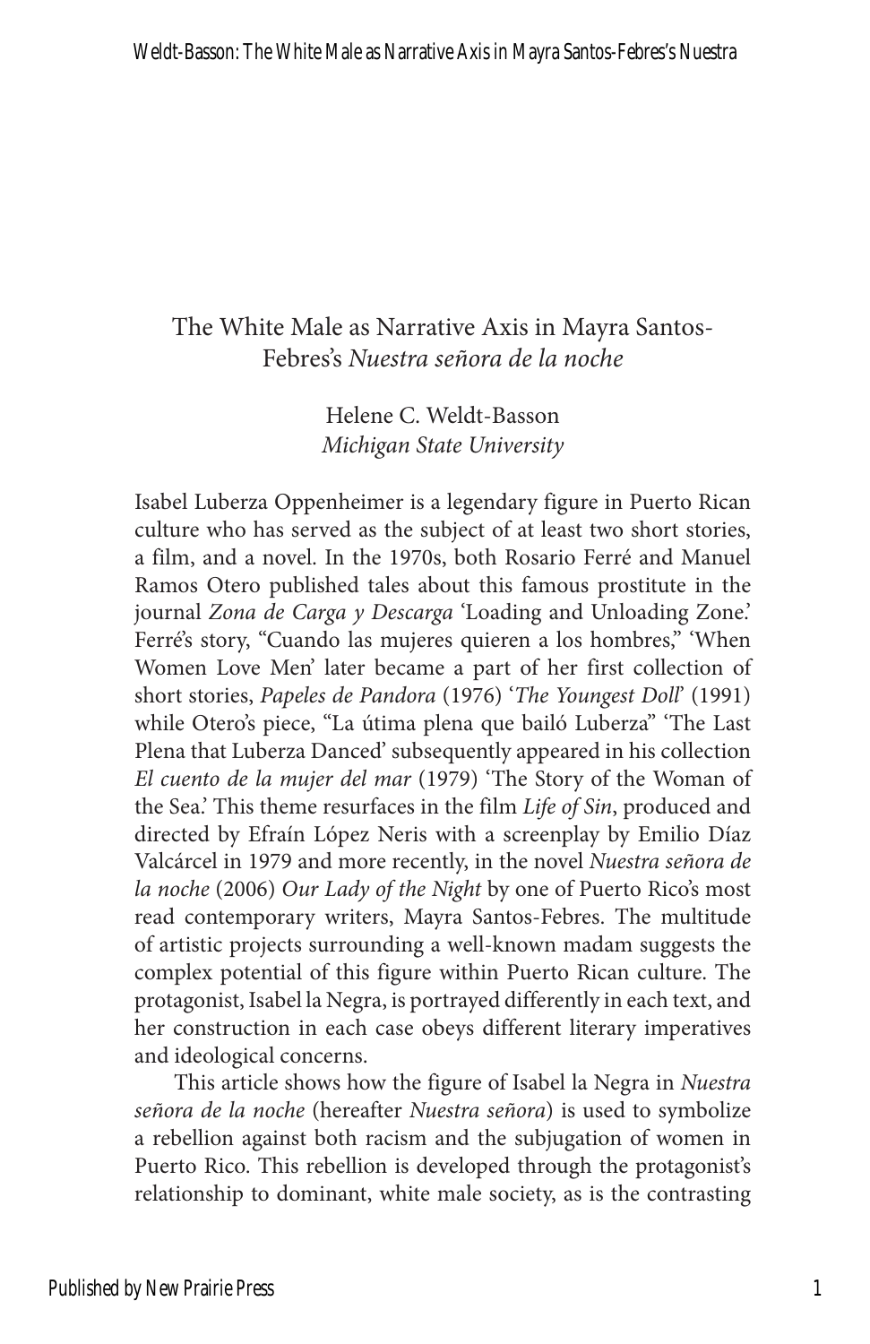# The White Male as Narrative Axis in Mayra Santos-Febres's *Nuestra señora de la noche*

Helene C. Weldt-Basson
*Michigan State University*

Isabel Luberza Oppenheimer is a legendary figure in Puerto Rican culture who has served as the subject of at least two short stories, a film, and a novel. In the 1970s, both Rosario Ferré and Manuel Ramos Otero published tales about this famous prostitute in the journal *Zona de Carga y Descarga* 'Loading and Unloading Zone.' Ferré's story, "Cuando las mujeres quieren a los hombres," 'When Women Love Men' later became a part of her first collection of short stories, *Papeles de Pandora* (1976) '*The Youngest Doll*' (1991) while Otero's piece, "La útima plena que bailó Luberza" 'The Last Plena that Luberza Danced' subsequently appeared in his collection *El cuento de la mujer del mar* (1979) 'The Story of the Woman of the Sea.' This theme resurfaces in the film *Life of Sin*, produced and directed by Efraín López Neris with a screenplay by Emilio Díaz Valcárcel in 1979 and more recently, in the novel *Nuestra señora de la noche* (2006) *Our Lady of the Night* by one of Puerto Rico's most read contemporary writers, Mayra Santos-Febres. The multitude of artistic projects surrounding a well-known madam suggests the complex potential of this figure within Puerto Rican culture. The protagonist, Isabel la Negra, is portrayed differently in each text, and her construction in each case obeys different literary imperatives and ideological concerns.

This article shows how the figure of Isabel la Negra in *Nuestra señora de la noche* (hereafter *Nuestra señora*) is used to symbolize a rebellion against both racism and the subjugation of women in Puerto Rico. This rebellion is developed through the protagonist's relationship to dominant, white male society, as is the contrasting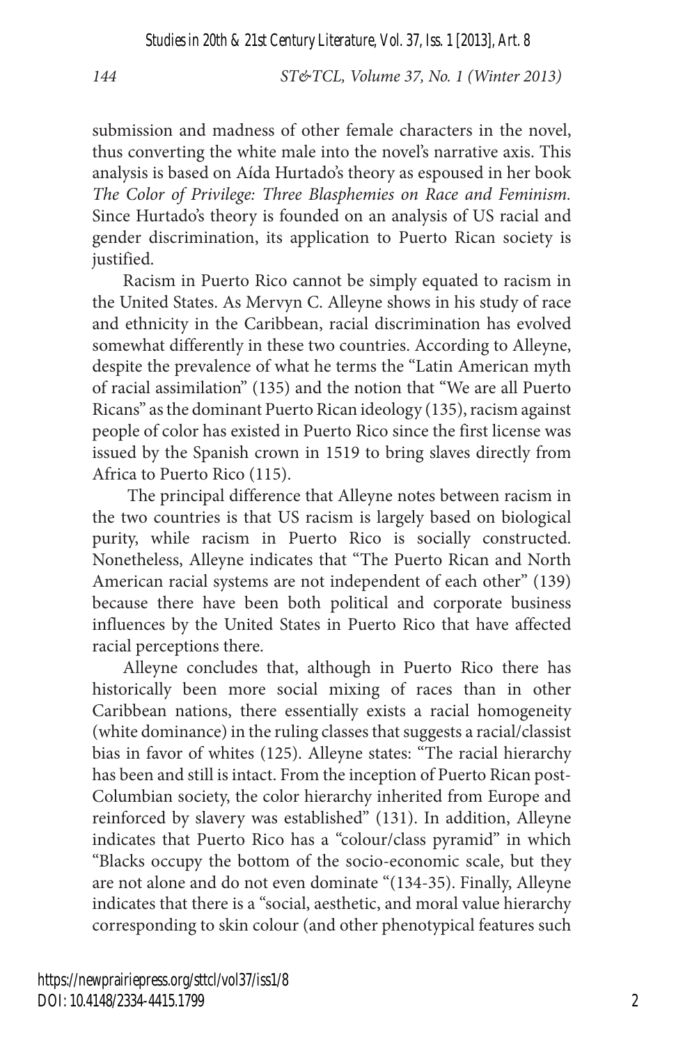submission and madness of other female characters in the novel, thus converting the white male into the novel's narrative axis. This analysis is based on Aída Hurtado's theory as espoused in her book *The Color of Privilege: Three Blasphemies on Race and Feminism.* Since Hurtado's theory is founded on an analysis of US racial and gender discrimination, its application to Puerto Rican society is justified.

Racism in Puerto Rico cannot be simply equated to racism in the United States. As Mervyn C. Alleyne shows in his study of race and ethnicity in the Caribbean, racial discrimination has evolved somewhat differently in these two countries. According to Alleyne, despite the prevalence of what he terms the "Latin American myth of racial assimilation" (135) and the notion that "We are all Puerto Ricans" as the dominant Puerto Rican ideology (135), racism against people of color has existed in Puerto Rico since the first license was issued by the Spanish crown in 1519 to bring slaves directly from Africa to Puerto Rico (115).

The principal difference that Alleyne notes between racism in the two countries is that US racism is largely based on biological purity, while racism in Puerto Rico is socially constructed. Nonetheless, Alleyne indicates that "The Puerto Rican and North American racial systems are not independent of each other" (139) because there have been both political and corporate business influences by the United States in Puerto Rico that have affected racial perceptions there.

Alleyne concludes that, although in Puerto Rico there has historically been more social mixing of races than in other Caribbean nations, there essentially exists a racial homogeneity (white dominance) in the ruling classes that suggests a racial/classist bias in favor of whites (125). Alleyne states: "The racial hierarchy has been and still is intact. From the inception of Puerto Rican post-Columbian society, the color hierarchy inherited from Europe and reinforced by slavery was established" (131). In addition, Alleyne indicates that Puerto Rico has a "colour/class pyramid" in which "Blacks occupy the bottom of the socio-economic scale, but they are not alone and do not even dominate "(134-35). Finally, Alleyne indicates that there is a "social, aesthetic, and moral value hierarchy corresponding to skin colour (and other phenotypical features such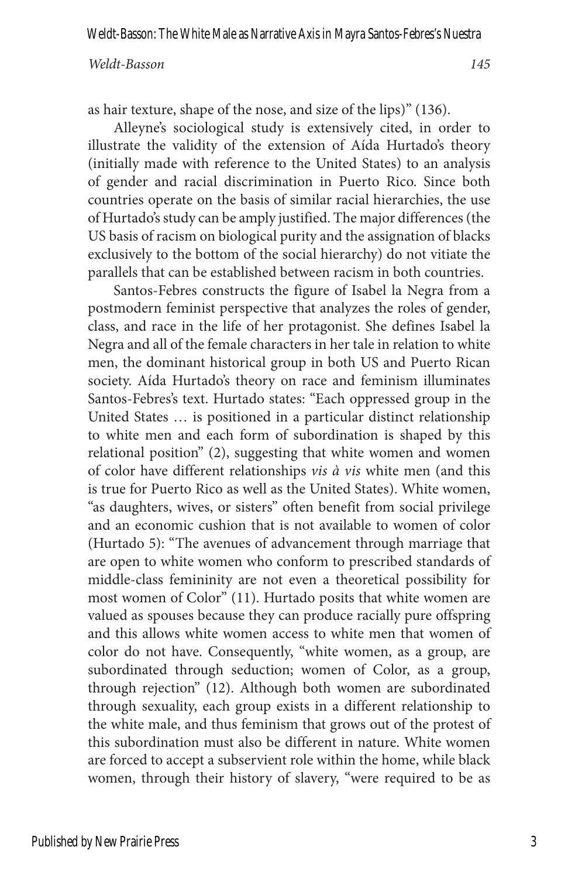as hair texture, shape of the nose, and size of the lips)" (136).

Alleyne's sociological study is extensively cited, in order to illustrate the validity of the extension of Aída Hurtado's theory (initially made with reference to the United States) to an analysis of gender and racial discrimination in Puerto Rico. Since both countries operate on the basis of similar racial hierarchies, the use of Hurtado's study can be amply justified. The major differences (the US basis of racism on biological purity and the assignation of blacks exclusively to the bottom of the social hierarchy) do not vitiate the parallels that can be established between racism in both countries.

Santos-Febres constructs the figure of Isabel la Negra from a postmodern feminist perspective that analyzes the roles of gender, class, and race in the life of her protagonist. She defines Isabel la Negra and all of the female characters in her tale in relation to white men, the dominant historical group in both US and Puerto Rican society. Aída Hurtado's theory on race and feminism illuminates Santos-Febres's text. Hurtado states: "Each oppressed group in the United States … is positioned in a particular distinct relationship to white men and each form of subordination is shaped by this relational position" (2), suggesting that white women and women of color have different relationships *vis à vis* white men (and this is true for Puerto Rico as well as the United States). White women, "as daughters, wives, or sisters" often benefit from social privilege and an economic cushion that is not available to women of color (Hurtado 5): "The avenues of advancement through marriage that are open to white women who conform to prescribed standards of middle-class femininity are not even a theoretical possibility for most women of Color" (11). Hurtado posits that white women are valued as spouses because they can produce racially pure offspring and this allows white women access to white men that women of color do not have. Consequently, "white women, as a group, are subordinated through seduction; women of Color, as a group, through rejection" (12). Although both women are subordinated through sexuality, each group exists in a different relationship to the white male, and thus feminism that grows out of the protest of this subordination must also be different in nature. White women are forced to accept a subservient role within the home, while black women, through their history of slavery, "were required to be as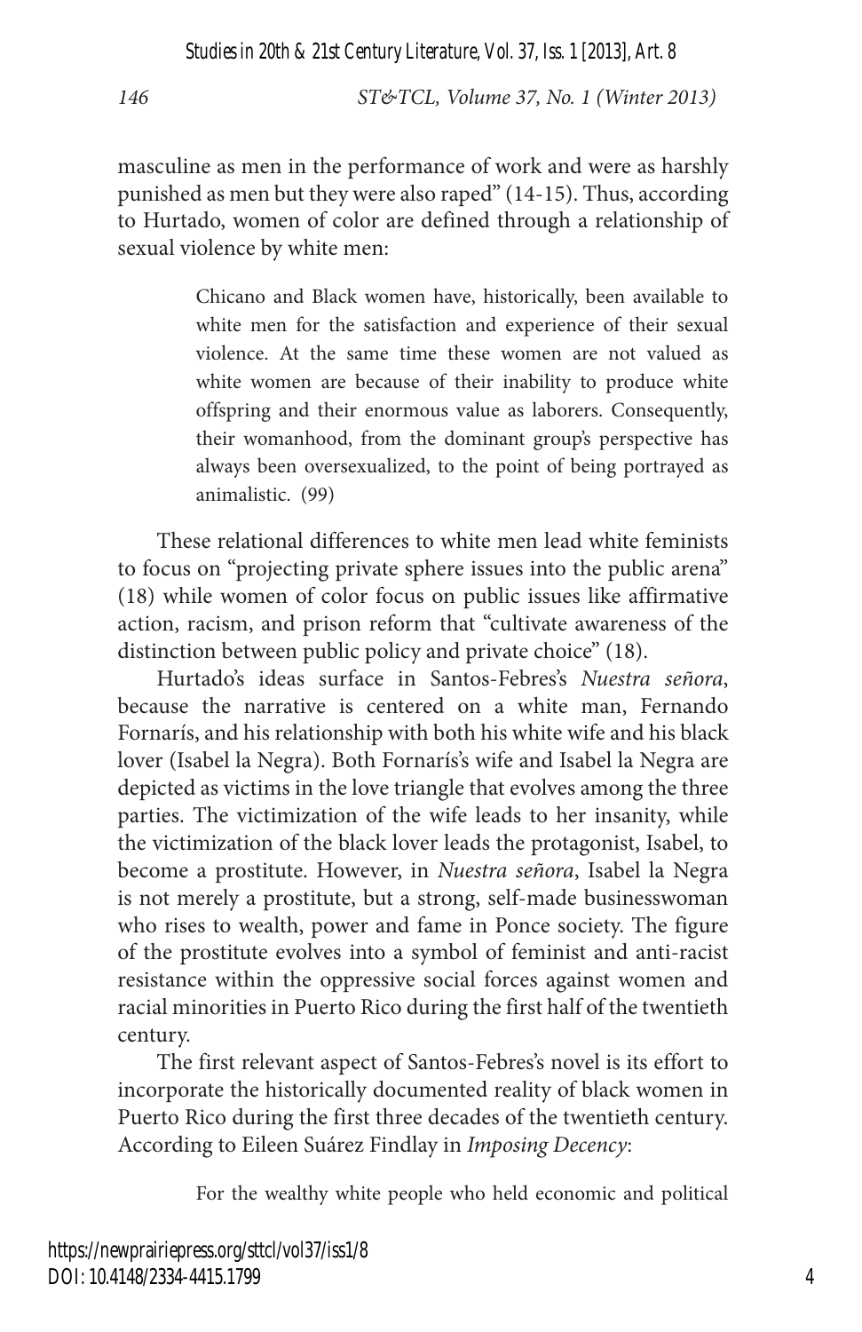masculine as men in the performance of work and were as harshly punished as men but they were also raped" (14-15). Thus, according to Hurtado, women of color are defined through a relationship of sexual violence by white men:

> Chicano and Black women have, historically, been available to white men for the satisfaction and experience of their sexual violence. At the same time these women are not valued as white women are because of their inability to produce white offspring and their enormous value as laborers. Consequently, their womanhood, from the dominant group's perspective has always been oversexualized, to the point of being portrayed as animalistic. (99)

These relational differences to white men lead white feminists to focus on "projecting private sphere issues into the public arena" (18) while women of color focus on public issues like affirmative action, racism, and prison reform that "cultivate awareness of the distinction between public policy and private choice" (18).

Hurtado's ideas surface in Santos-Febres's *Nuestra señora*, because the narrative is centered on a white man, Fernando Fornarís, and his relationship with both his white wife and his black lover (Isabel la Negra). Both Fornarís's wife and Isabel la Negra are depicted as victims in the love triangle that evolves among the three parties. The victimization of the wife leads to her insanity, while the victimization of the black lover leads the protagonist, Isabel, to become a prostitute. However, in *Nuestra señora*, Isabel la Negra is not merely a prostitute, but a strong, self-made businesswoman who rises to wealth, power and fame in Ponce society. The figure of the prostitute evolves into a symbol of feminist and anti-racist resistance within the oppressive social forces against women and racial minorities in Puerto Rico during the first half of the twentieth century.

The first relevant aspect of Santos-Febres's novel is its effort to incorporate the historically documented reality of black women in Puerto Rico during the first three decades of the twentieth century. According to Eileen Suárez Findlay in *Imposing Decency*:

> For the wealthy white people who held economic and political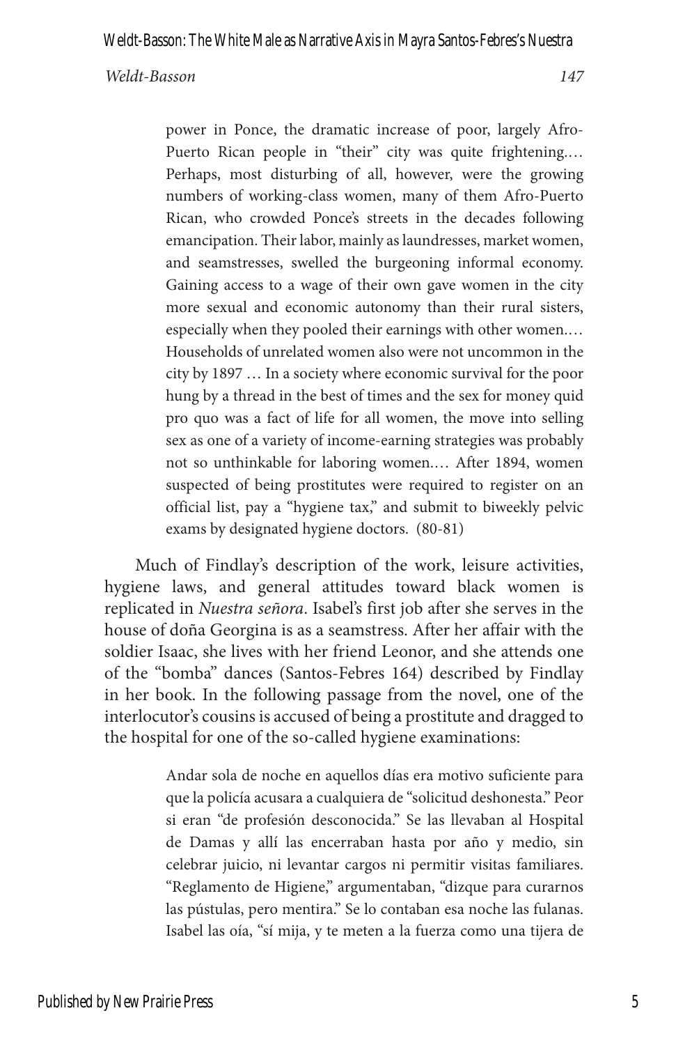> power in Ponce, the dramatic increase of poor, largely Afro-Puerto Rican people in "their" city was quite frightening.… Perhaps, most disturbing of all, however, were the growing numbers of working-class women, many of them Afro-Puerto Rican, who crowded Ponce's streets in the decades following emancipation. Their labor, mainly as laundresses, market women, and seamstresses, swelled the burgeoning informal economy. Gaining access to a wage of their own gave women in the city more sexual and economic autonomy than their rural sisters, especially when they pooled their earnings with other women.… Households of unrelated women also were not uncommon in the city by 1897 … In a society where economic survival for the poor hung by a thread in the best of times and the sex for money quid pro quo was a fact of life for all women, the move into selling sex as one of a variety of income-earning strategies was probably not so unthinkable for laboring women.… After 1894, women suspected of being prostitutes were required to register on an official list, pay a "hygiene tax," and submit to biweekly pelvic exams by designated hygiene doctors. (80-81)

Much of Findlay's description of the work, leisure activities, hygiene laws, and general attitudes toward black women is replicated in *Nuestra señora*. Isabel's first job after she serves in the house of doña Georgina is as a seamstress. After her affair with the soldier Isaac, she lives with her friend Leonor, and she attends one of the "bomba" dances (Santos-Febres 164) described by Findlay in her book. In the following passage from the novel, one of the interlocutor's cousins is accused of being a prostitute and dragged to the hospital for one of the so-called hygiene examinations:

> Andar sola de noche en aquellos días era motivo suficiente para que la policía acusara a cualquiera de "solicitud deshonesta." Peor si eran "de profesión desconocida." Se las llevaban al Hospital de Damas y allí las encerraban hasta por año y medio, sin celebrar juicio, ni levantar cargos ni permitir visitas familiares. "Reglamento de Higiene," argumentaban, "dizque para curarnos las pústulas, pero mentira." Se lo contaban esa noche las fulanas. Isabel las oía, "sí mija, y te meten a la fuerza como una tijera de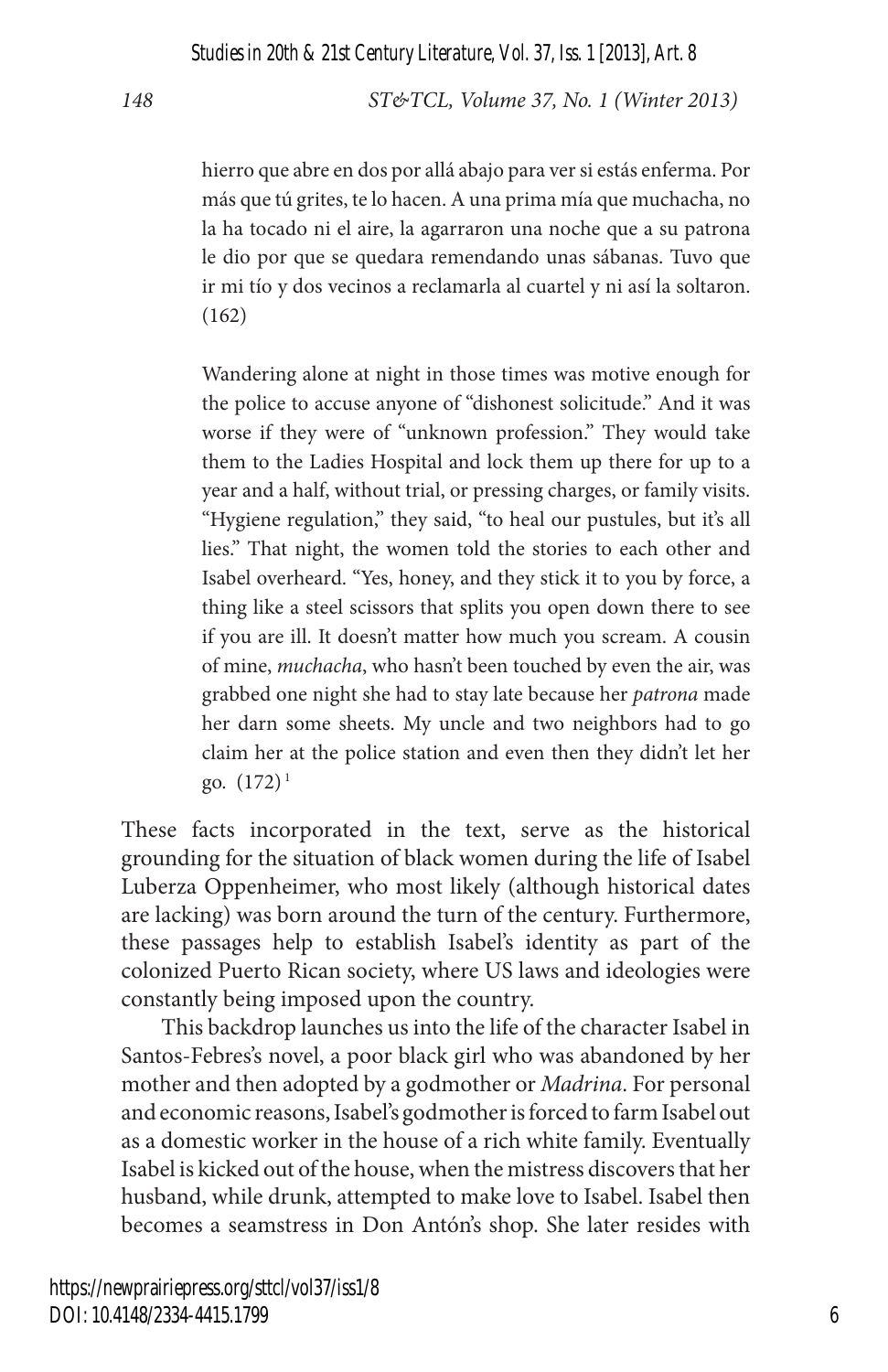> hierro que abre en dos por allá abajo para ver si estás enferma. Por más que tú grites, te lo hacen. A una prima mía que muchacha, no la ha tocado ni el aire, la agarraron una noche que a su patrona le dio por que se quedara remendando unas sábanas. Tuvo que ir mi tío y dos vecinos a reclamarla al cuartel y ni así la soltaron. (162)

> Wandering alone at night in those times was motive enough for the police to accuse anyone of "dishonest solicitude." And it was worse if they were of "unknown profession." They would take them to the Ladies Hospital and lock them up there for up to a year and a half, without trial, or pressing charges, or family visits. "Hygiene regulation," they said, "to heal our pustules, but it's all lies." That night, the women told the stories to each other and Isabel overheard. "Yes, honey, and they stick it to you by force, a thing like a steel scissors that splits you open down there to see if you are ill. It doesn't matter how much you scream. A cousin of mine, *muchacha*, who hasn't been touched by even the air, was grabbed one night she had to stay late because her *patrona* made her darn some sheets. My uncle and two neighbors had to go claim her at the police station and even then they didn't let her go. (172)[1]

These facts incorporated in the text, serve as the historical grounding for the situation of black women during the life of Isabel Luberza Oppenheimer, who most likely (although historical dates are lacking) was born around the turn of the century. Furthermore, these passages help to establish Isabel's identity as part of the colonized Puerto Rican society, where US laws and ideologies were constantly being imposed upon the country.

This backdrop launches us into the life of the character Isabel in Santos-Febres's novel, a poor black girl who was abandoned by her mother and then adopted by a godmother or *Madrina*. For personal and economic reasons, Isabel's godmother is forced to farm Isabel out as a domestic worker in the house of a rich white family. Eventually Isabel is kicked out of the house, when the mistress discovers that her husband, while drunk, attempted to make love to Isabel. Isabel then becomes a seamstress in Don Antón's shop. She later resides with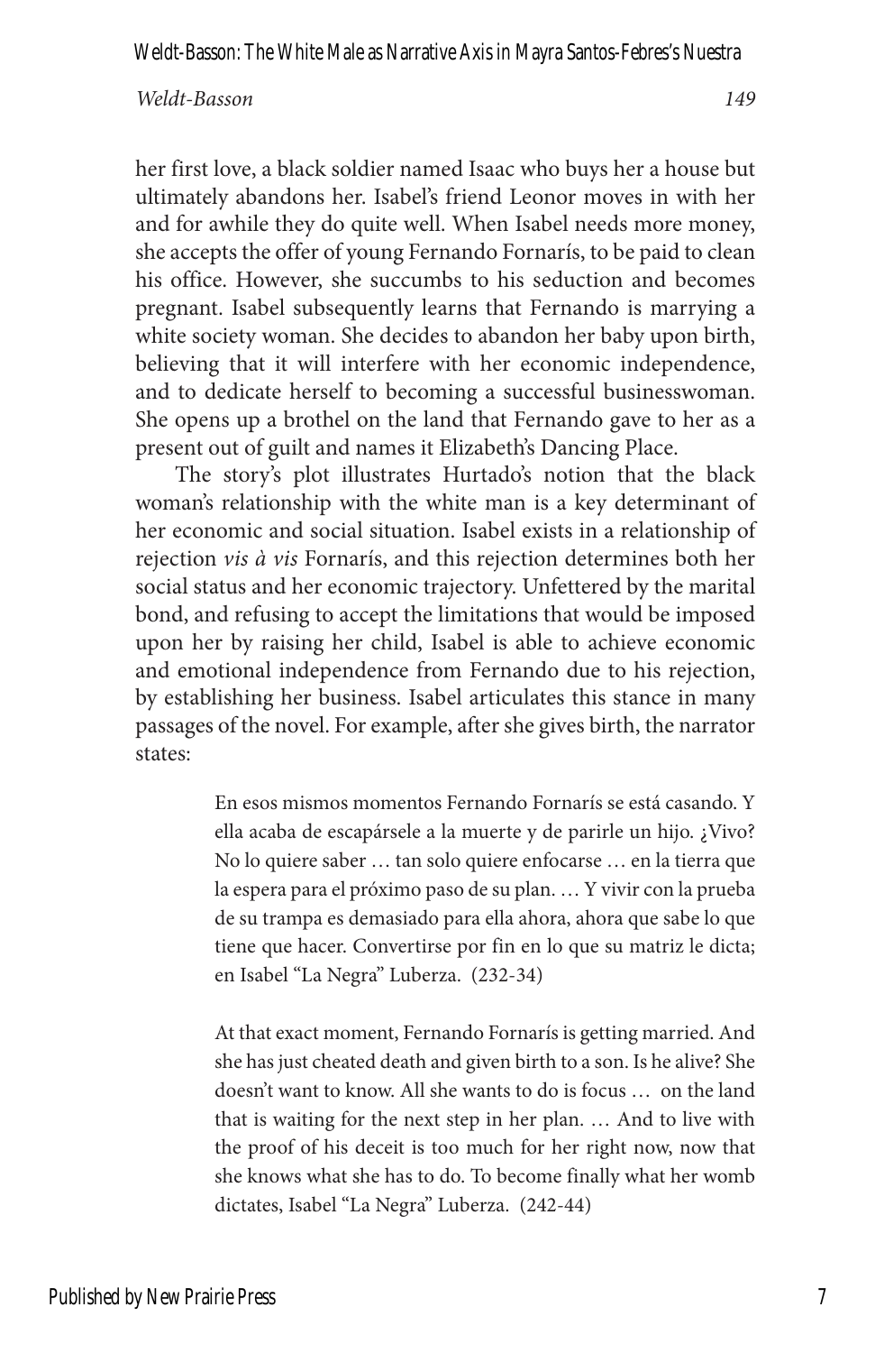her first love, a black soldier named Isaac who buys her a house but ultimately abandons her. Isabel's friend Leonor moves in with her and for awhile they do quite well. When Isabel needs more money, she accepts the offer of young Fernando Fornarís, to be paid to clean his office. However, she succumbs to his seduction and becomes pregnant. Isabel subsequently learns that Fernando is marrying a white society woman. She decides to abandon her baby upon birth, believing that it will interfere with her economic independence, and to dedicate herself to becoming a successful businesswoman. She opens up a brothel on the land that Fernando gave to her as a present out of guilt and names it Elizabeth's Dancing Place.

The story's plot illustrates Hurtado's notion that the black woman's relationship with the white man is a key determinant of her economic and social situation. Isabel exists in a relationship of rejection *vis à vis* Fornarís, and this rejection determines both her social status and her economic trajectory. Unfettered by the marital bond, and refusing to accept the limitations that would be imposed upon her by raising her child, Isabel is able to achieve economic and emotional independence from Fernando due to his rejection, by establishing her business. Isabel articulates this stance in many passages of the novel. For example, after she gives birth, the narrator states:

> En esos mismos momentos Fernando Fornarís se está casando. Y ella acaba de escapársele a la muerte y de parirle un hijo. ¿Vivo? No lo quiere saber … tan solo quiere enfocarse … en la tierra que la espera para el próximo paso de su plan. … Y vivir con la prueba de su trampa es demasiado para ella ahora, ahora que sabe lo que tiene que hacer. Convertirse por fin en lo que su matriz le dicta; en Isabel "La Negra" Luberza. (232-34)

> At that exact moment, Fernando Fornarís is getting married. And she has just cheated death and given birth to a son. Is he alive? She doesn't want to know. All she wants to do is focus … on the land that is waiting for the next step in her plan. … And to live with the proof of his deceit is too much for her right now, now that she knows what she has to do. To become finally what her womb dictates, Isabel "La Negra" Luberza. (242-44)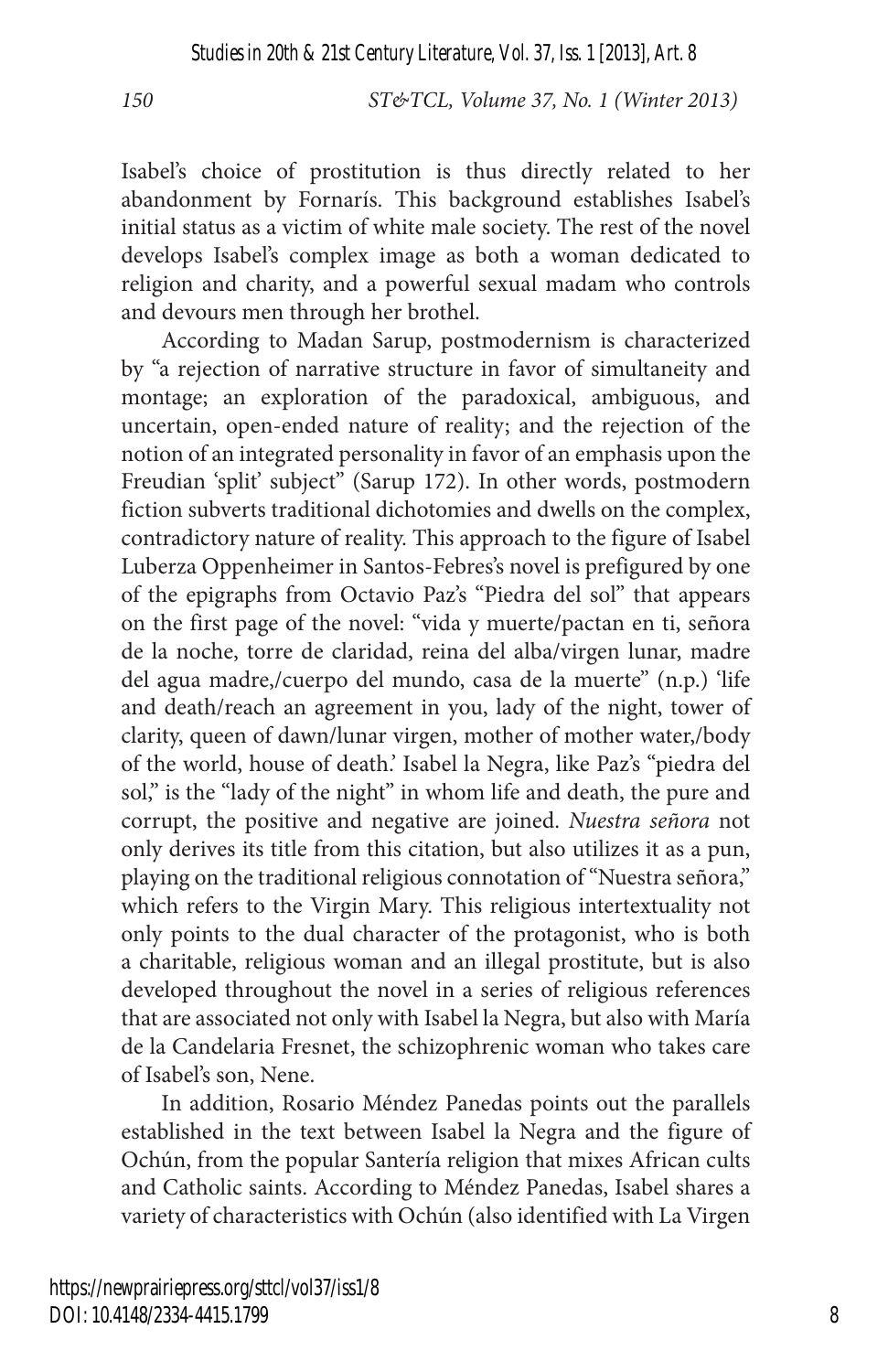Isabel's choice of prostitution is thus directly related to her abandonment by Fornarís. This background establishes Isabel's initial status as a victim of white male society. The rest of the novel develops Isabel's complex image as both a woman dedicated to religion and charity, and a powerful sexual madam who controls and devours men through her brothel.

According to Madan Sarup, postmodernism is characterized by "a rejection of narrative structure in favor of simultaneity and montage; an exploration of the paradoxical, ambiguous, and uncertain, open-ended nature of reality; and the rejection of the notion of an integrated personality in favor of an emphasis upon the Freudian 'split' subject" (Sarup 172). In other words, postmodern fiction subverts traditional dichotomies and dwells on the complex, contradictory nature of reality. This approach to the figure of Isabel Luberza Oppenheimer in Santos-Febres's novel is prefigured by one of the epigraphs from Octavio Paz's "Piedra del sol" that appears on the first page of the novel: "vida y muerte/pactan en ti, señora de la noche, torre de claridad, reina del alba/virgen lunar, madre del agua madre,/cuerpo del mundo, casa de la muerte" (n.p.) 'life and death/reach an agreement in you, lady of the night, tower of clarity, queen of dawn/lunar virgen, mother of mother water,/body of the world, house of death.' Isabel la Negra, like Paz's "piedra del sol," is the "lady of the night" in whom life and death, the pure and corrupt, the positive and negative are joined. *Nuestra señora* not only derives its title from this citation, but also utilizes it as a pun, playing on the traditional religious connotation of "Nuestra señora," which refers to the Virgin Mary. This religious intertextuality not only points to the dual character of the protagonist, who is both a charitable, religious woman and an illegal prostitute, but is also developed throughout the novel in a series of religious references that are associated not only with Isabel la Negra, but also with María de la Candelaria Fresnet, the schizophrenic woman who takes care of Isabel's son, Nene.

In addition, Rosario Méndez Panedas points out the parallels established in the text between Isabel la Negra and the figure of Ochún, from the popular Santería religion that mixes African cults and Catholic saints. According to Méndez Panedas, Isabel shares a variety of characteristics with Ochún (also identified with La Virgen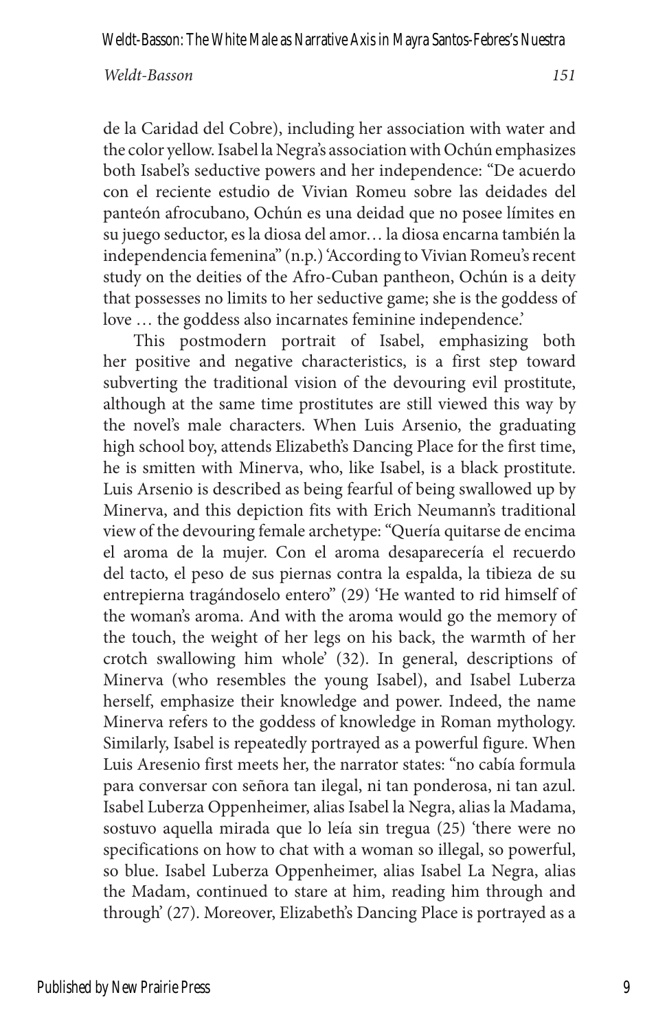de la Caridad del Cobre), including her association with water and the color yellow. Isabel la Negra's association with Ochún emphasizes both Isabel's seductive powers and her independence: "De acuerdo con el reciente estudio de Vivian Romeu sobre las deidades del panteón afrocubano, Ochún es una deidad que no posee límites en su juego seductor, es la diosa del amor… la diosa encarna también la independencia femenina" (n.p.) 'According to Vivian Romeu's recent study on the deities of the Afro-Cuban pantheon, Ochún is a deity that possesses no limits to her seductive game; she is the goddess of love … the goddess also incarnates feminine independence.'

This postmodern portrait of Isabel, emphasizing both her positive and negative characteristics, is a first step toward subverting the traditional vision of the devouring evil prostitute, although at the same time prostitutes are still viewed this way by the novel's male characters. When Luis Arsenio, the graduating high school boy, attends Elizabeth's Dancing Place for the first time, he is smitten with Minerva, who, like Isabel, is a black prostitute. Luis Arsenio is described as being fearful of being swallowed up by Minerva, and this depiction fits with Erich Neumann's traditional view of the devouring female archetype: "Quería quitarse de encima el aroma de la mujer. Con el aroma desaparecería el recuerdo del tacto, el peso de sus piernas contra la espalda, la tibieza de su entrepierna tragándoselo entero" (29) 'He wanted to rid himself of the woman's aroma. And with the aroma would go the memory of the touch, the weight of her legs on his back, the warmth of her crotch swallowing him whole' (32). In general, descriptions of Minerva (who resembles the young Isabel), and Isabel Luberza herself, emphasize their knowledge and power. Indeed, the name Minerva refers to the goddess of knowledge in Roman mythology. Similarly, Isabel is repeatedly portrayed as a powerful figure. When Luis Aresenio first meets her, the narrator states: "no cabía formula para conversar con señora tan ilegal, ni tan ponderosa, ni tan azul. Isabel Luberza Oppenheimer, alias Isabel la Negra, alias la Madama, sostuvo aquella mirada que lo leía sin tregua (25) 'there were no specifications on how to chat with a woman so illegal, so powerful, so blue. Isabel Luberza Oppenheimer, alias Isabel La Negra, alias the Madam, continued to stare at him, reading him through and through' (27). Moreover, Elizabeth's Dancing Place is portrayed as a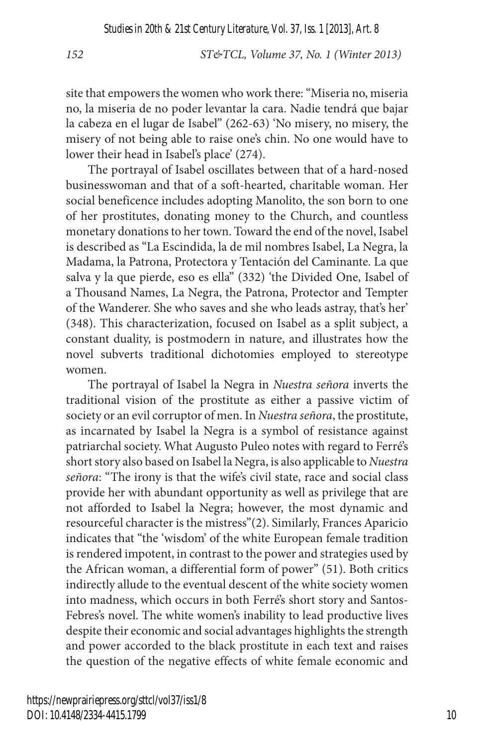site that empowers the women who work there: "Miseria no, miseria no, la miseria de no poder levantar la cara. Nadie tendrá que bajar la cabeza en el lugar de Isabel" (262-63) 'No misery, no misery, the misery of not being able to raise one's chin. No one would have to lower their head in Isabel's place' (274).

The portrayal of Isabel oscillates between that of a hard-nosed businesswoman and that of a soft-hearted, charitable woman. Her social beneficence includes adopting Manolito, the son born to one of her prostitutes, donating money to the Church, and countless monetary donations to her town. Toward the end of the novel, Isabel is described as "La Escindida, la de mil nombres Isabel, La Negra, la Madama, la Patrona, Protectora y Tentación del Caminante. La que salva y la que pierde, eso es ella" (332) 'the Divided One, Isabel of a Thousand Names, La Negra, the Patrona, Protector and Tempter of the Wanderer. She who saves and she who leads astray, that's her' (348). This characterization, focused on Isabel as a split subject, a constant duality, is postmodern in nature, and illustrates how the novel subverts traditional dichotomies employed to stereotype women.

The portrayal of Isabel la Negra in *Nuestra señora* inverts the traditional vision of the prostitute as either a passive victim of society or an evil corruptor of men. In *Nuestra señora*, the prostitute, as incarnated by Isabel la Negra is a symbol of resistance against patriarchal society. What Augusto Puleo notes with regard to Ferré's short story also based on Isabel la Negra, is also applicable to *Nuestra señora*: "The irony is that the wife's civil state, race and social class provide her with abundant opportunity as well as privilege that are not afforded to Isabel la Negra; however, the most dynamic and resourceful character is the mistress"(2). Similarly, Frances Aparicio indicates that "the 'wisdom' of the white European female tradition is rendered impotent, in contrast to the power and strategies used by the African woman, a differential form of power" (51). Both critics indirectly allude to the eventual descent of the white society women into madness, which occurs in both Ferré's short story and Santos-Febres's novel. The white women's inability to lead productive lives despite their economic and social advantages highlights the strength and power accorded to the black prostitute in each text and raises the question of the negative effects of white female economic and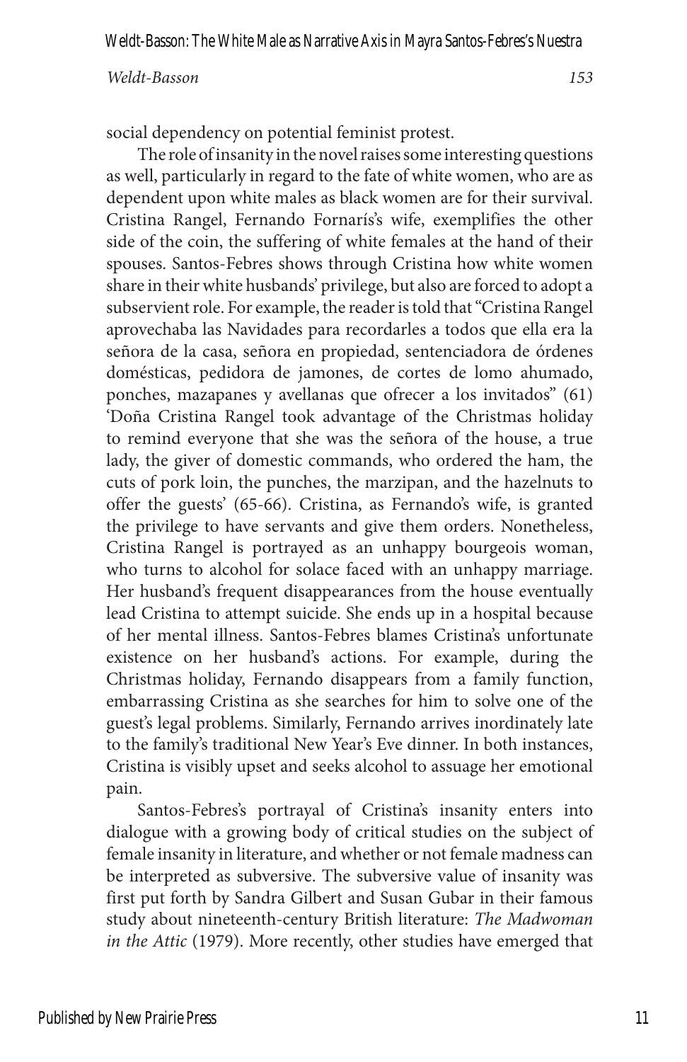social dependency on potential feminist protest.

The role of insanity in the novel raises some interesting questions as well, particularly in regard to the fate of white women, who are as dependent upon white males as black women are for their survival. Cristina Rangel, Fernando Fornarís's wife, exemplifies the other side of the coin, the suffering of white females at the hand of their spouses. Santos-Febres shows through Cristina how white women share in their white husbands' privilege, but also are forced to adopt a subservient role. For example, the reader is told that "Cristina Rangel aprovechaba las Navidades para recordarles a todos que ella era la señora de la casa, señora en propiedad, sentenciadora de órdenes domésticas, pedidora de jamones, de cortes de lomo ahumado, ponches, mazapanes y avellanas que ofrecer a los invitados" (61) 'Doña Cristina Rangel took advantage of the Christmas holiday to remind everyone that she was the señora of the house, a true lady, the giver of domestic commands, who ordered the ham, the cuts of pork loin, the punches, the marzipan, and the hazelnuts to offer the guests' (65-66). Cristina, as Fernando's wife, is granted the privilege to have servants and give them orders. Nonetheless, Cristina Rangel is portrayed as an unhappy bourgeois woman, who turns to alcohol for solace faced with an unhappy marriage. Her husband's frequent disappearances from the house eventually lead Cristina to attempt suicide. She ends up in a hospital because of her mental illness. Santos-Febres blames Cristina's unfortunate existence on her husband's actions. For example, during the Christmas holiday, Fernando disappears from a family function, embarrassing Cristina as she searches for him to solve one of the guest's legal problems. Similarly, Fernando arrives inordinately late to the family's traditional New Year's Eve dinner. In both instances, Cristina is visibly upset and seeks alcohol to assuage her emotional pain.

Santos-Febres's portrayal of Cristina's insanity enters into dialogue with a growing body of critical studies on the subject of female insanity in literature, and whether or not female madness can be interpreted as subversive. The subversive value of insanity was first put forth by Sandra Gilbert and Susan Gubar in their famous study about nineteenth-century British literature: *The Madwoman in the Attic* (1979). More recently, other studies have emerged that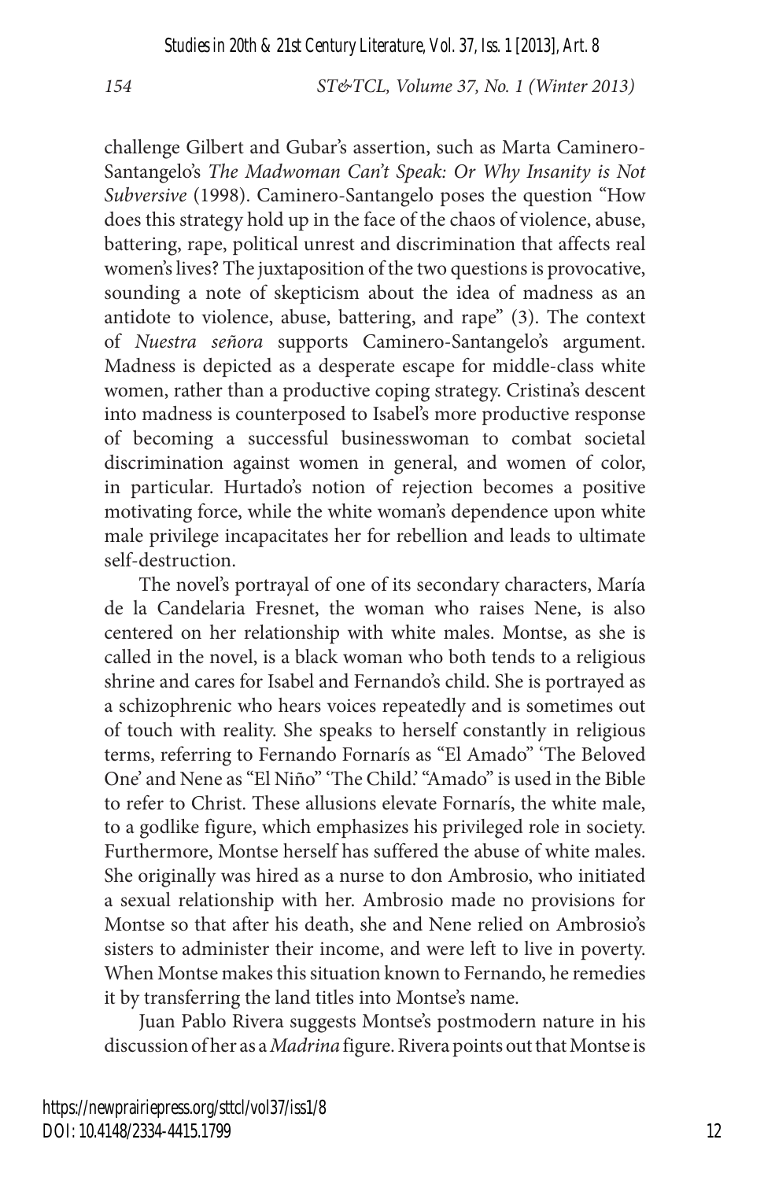challenge Gilbert and Gubar's assertion, such as Marta Caminero-Santangelo's *The Madwoman Can't Speak: Or Why Insanity is Not Subversive* (1998). Caminero-Santangelo poses the question "How does this strategy hold up in the face of the chaos of violence, abuse, battering, rape, political unrest and discrimination that affects real women's lives? The juxtaposition of the two questions is provocative, sounding a note of skepticism about the idea of madness as an antidote to violence, abuse, battering, and rape" (3). The context of *Nuestra señora* supports Caminero-Santangelo's argument. Madness is depicted as a desperate escape for middle-class white women, rather than a productive coping strategy. Cristina's descent into madness is counterposed to Isabel's more productive response of becoming a successful businesswoman to combat societal discrimination against women in general, and women of color, in particular. Hurtado's notion of rejection becomes a positive motivating force, while the white woman's dependence upon white male privilege incapacitates her for rebellion and leads to ultimate self-destruction.

The novel's portrayal of one of its secondary characters, María de la Candelaria Fresnet, the woman who raises Nene, is also centered on her relationship with white males. Montse, as she is called in the novel, is a black woman who both tends to a religious shrine and cares for Isabel and Fernando's child. She is portrayed as a schizophrenic who hears voices repeatedly and is sometimes out of touch with reality. She speaks to herself constantly in religious terms, referring to Fernando Fornarís as "El Amado" 'The Beloved One' and Nene as "El Niño" 'The Child.' "Amado" is used in the Bible to refer to Christ. These allusions elevate Fornarís, the white male, to a godlike figure, which emphasizes his privileged role in society. Furthermore, Montse herself has suffered the abuse of white males. She originally was hired as a nurse to don Ambrosio, who initiated a sexual relationship with her. Ambrosio made no provisions for Montse so that after his death, she and Nene relied on Ambrosio's sisters to administer their income, and were left to live in poverty. When Montse makes this situation known to Fernando, he remedies it by transferring the land titles into Montse's name.

Juan Pablo Rivera suggests Montse's postmodern nature in his discussion of her as a *Madrina* figure. Rivera points out that Montse is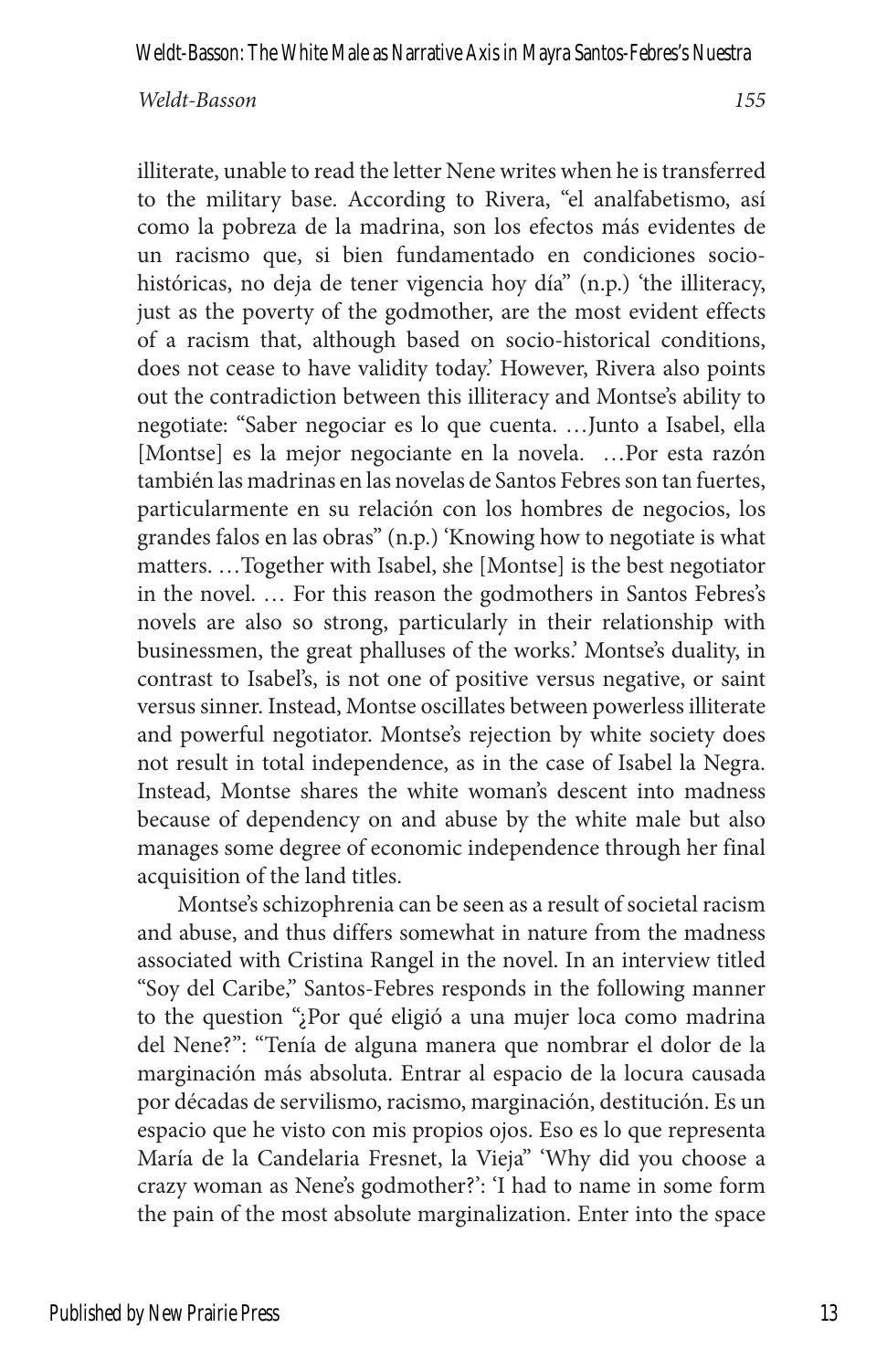illiterate, unable to read the letter Nene writes when he is transferred to the military base. According to Rivera, "el analfabetismo, así como la pobreza de la madrina, son los efectos más evidentes de un racismo que, si bien fundamentado en condiciones socio-históricas, no deja de tener vigencia hoy día" (n.p.) 'the illiteracy, just as the poverty of the godmother, are the most evident effects of a racism that, although based on socio-historical conditions, does not cease to have validity today.' However, Rivera also points out the contradiction between this illiteracy and Montse's ability to negotiate: "Saber negociar es lo que cuenta. …Junto a Isabel, ella [Montse] es la mejor negociante en la novela. …Por esta razón también las madrinas en las novelas de Santos Febres son tan fuertes, particularmente en su relación con los hombres de negocios, los grandes falos en las obras" (n.p.) 'Knowing how to negotiate is what matters. …Together with Isabel, she [Montse] is the best negotiator in the novel. … For this reason the godmothers in Santos Febres's novels are also so strong, particularly in their relationship with businessmen, the great phalluses of the works.' Montse's duality, in contrast to Isabel's, is not one of positive versus negative, or saint versus sinner. Instead, Montse oscillates between powerless illiterate and powerful negotiator. Montse's rejection by white society does not result in total independence, as in the case of Isabel la Negra. Instead, Montse shares the white woman's descent into madness because of dependency on and abuse by the white male but also manages some degree of economic independence through her final acquisition of the land titles.

Montse's schizophrenia can be seen as a result of societal racism and abuse, and thus differs somewhat in nature from the madness associated with Cristina Rangel in the novel. In an interview titled "Soy del Caribe," Santos-Febres responds in the following manner to the question "¿Por qué eligió a una mujer loca como madrina del Nene?": "Tenía de alguna manera que nombrar el dolor de la marginación más absoluta. Entrar al espacio de la locura causada por décadas de servilismo, racismo, marginación, destitución. Es un espacio que he visto con mis propios ojos. Eso es lo que representa María de la Candelaria Fresnet, la Vieja" 'Why did you choose a crazy woman as Nene's godmother?': 'I had to name in some form the pain of the most absolute marginalization. Enter into the space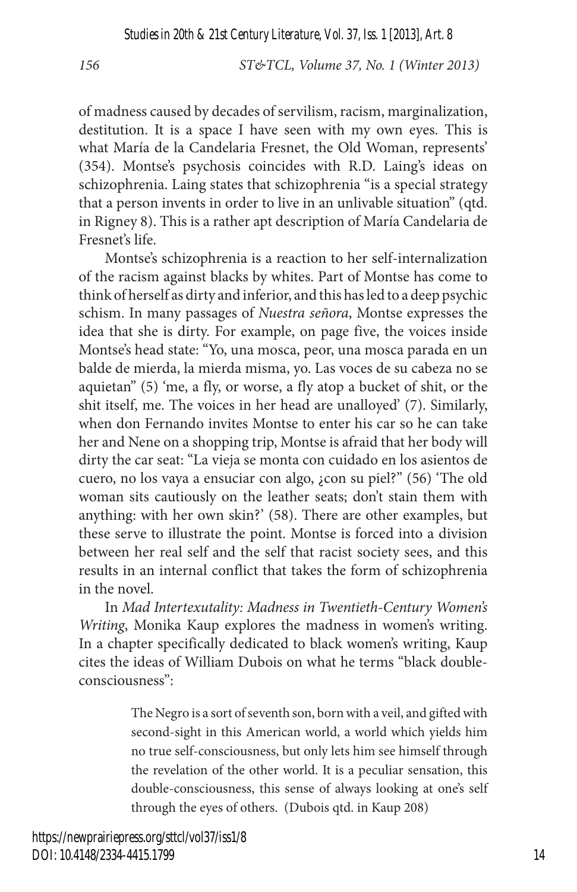of madness caused by decades of servilism, racism, marginalization, destitution. It is a space I have seen with my own eyes. This is what María de la Candelaria Fresnet, the Old Woman, represents' (354). Montse's psychosis coincides with R.D. Laing's ideas on schizophrenia. Laing states that schizophrenia "is a special strategy that a person invents in order to live in an unlivable situation" (qtd. in Rigney 8). This is a rather apt description of María Candelaria de Fresnet's life.

Montse's schizophrenia is a reaction to her self-internalization of the racism against blacks by whites. Part of Montse has come to think of herself as dirty and inferior, and this has led to a deep psychic schism. In many passages of *Nuestra señora*, Montse expresses the idea that she is dirty. For example, on page five, the voices inside Montse's head state: "Yo, una mosca, peor, una mosca parada en un balde de mierda, la mierda misma, yo. Las voces de su cabeza no se aquietan" (5) 'me, a fly, or worse, a fly atop a bucket of shit, or the shit itself, me. The voices in her head are unalloyed' (7). Similarly, when don Fernando invites Montse to enter his car so he can take her and Nene on a shopping trip, Montse is afraid that her body will dirty the car seat: "La vieja se monta con cuidado en los asientos de cuero, no los vaya a ensuciar con algo, ¿con su piel?" (56) 'The old woman sits cautiously on the leather seats; don't stain them with anything: with her own skin?' (58). There are other examples, but these serve to illustrate the point. Montse is forced into a division between her real self and the self that racist society sees, and this results in an internal conflict that takes the form of schizophrenia in the novel.

In *Mad Intertexutality: Madness in Twentieth-Century Women's Writing*, Monika Kaup explores the madness in women's writing. In a chapter specifically dedicated to black women's writing, Kaup cites the ideas of William Dubois on what he terms "black double-consciousness":

> The Negro is a sort of seventh son, born with a veil, and gifted with second-sight in this American world, a world which yields him no true self-consciousness, but only lets him see himself through the revelation of the other world. It is a peculiar sensation, this double-consciousness, this sense of always looking at one's self through the eyes of others. (Dubois qtd. in Kaup 208)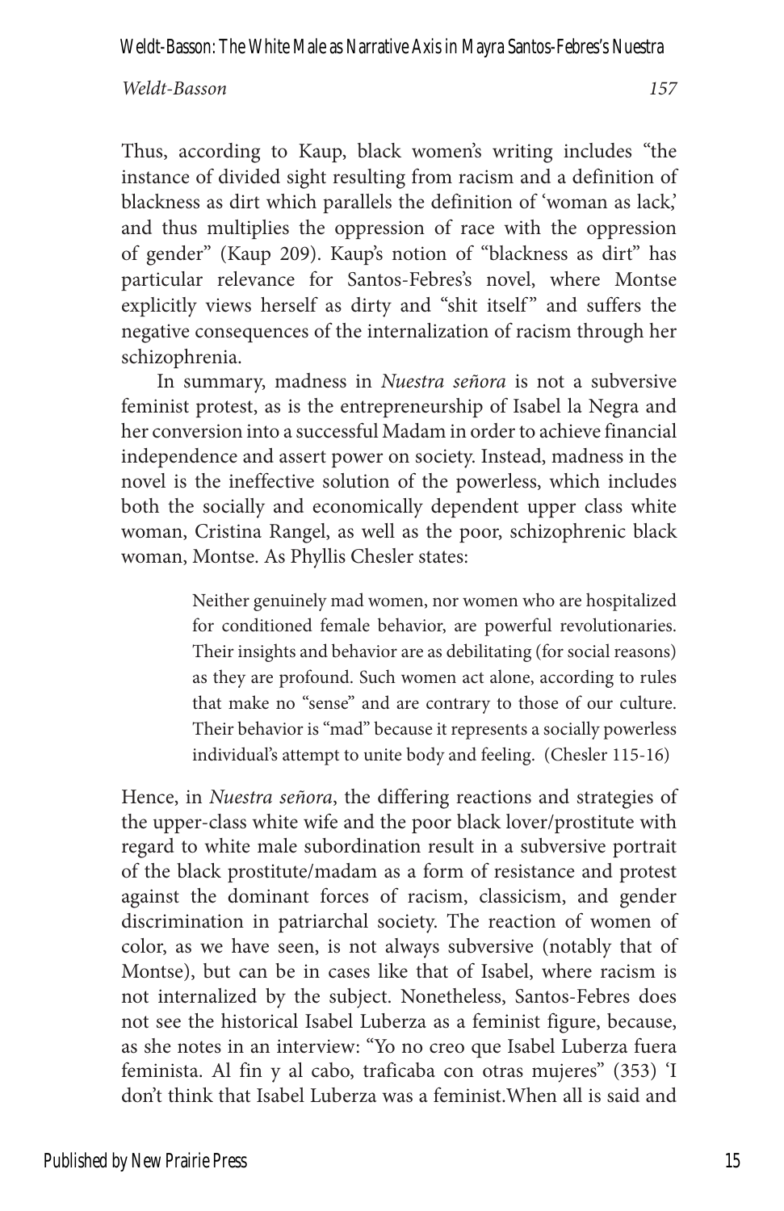Thus, according to Kaup, black women's writing includes "the instance of divided sight resulting from racism and a definition of blackness as dirt which parallels the definition of 'woman as lack,' and thus multiplies the oppression of race with the oppression of gender" (Kaup 209). Kaup's notion of "blackness as dirt" has particular relevance for Santos-Febres's novel, where Montse explicitly views herself as dirty and "shit itself" and suffers the negative consequences of the internalization of racism through her schizophrenia.

In summary, madness in *Nuestra señora* is not a subversive feminist protest, as is the entrepreneurship of Isabel la Negra and her conversion into a successful Madam in order to achieve financial independence and assert power on society. Instead, madness in the novel is the ineffective solution of the powerless, which includes both the socially and economically dependent upper class white woman, Cristina Rangel, as well as the poor, schizophrenic black woman, Montse. As Phyllis Chesler states:

> Neither genuinely mad women, nor women who are hospitalized for conditioned female behavior, are powerful revolutionaries. Their insights and behavior are as debilitating (for social reasons) as they are profound. Such women act alone, according to rules that make no "sense" and are contrary to those of our culture. Their behavior is "mad" because it represents a socially powerless individual's attempt to unite body and feeling. (Chesler 115-16)

Hence, in *Nuestra señora*, the differing reactions and strategies of the upper-class white wife and the poor black lover/prostitute with regard to white male subordination result in a subversive portrait of the black prostitute/madam as a form of resistance and protest against the dominant forces of racism, classicism, and gender discrimination in patriarchal society. The reaction of women of color, as we have seen, is not always subversive (notably that of Montse), but can be in cases like that of Isabel, where racism is not internalized by the subject. Nonetheless, Santos-Febres does not see the historical Isabel Luberza as a feminist figure, because, as she notes in an interview: "Yo no creo que Isabel Luberza fuera feminista. Al fin y al cabo, traficaba con otras mujeres" (353) 'I don't think that Isabel Luberza was a feminist.When all is said and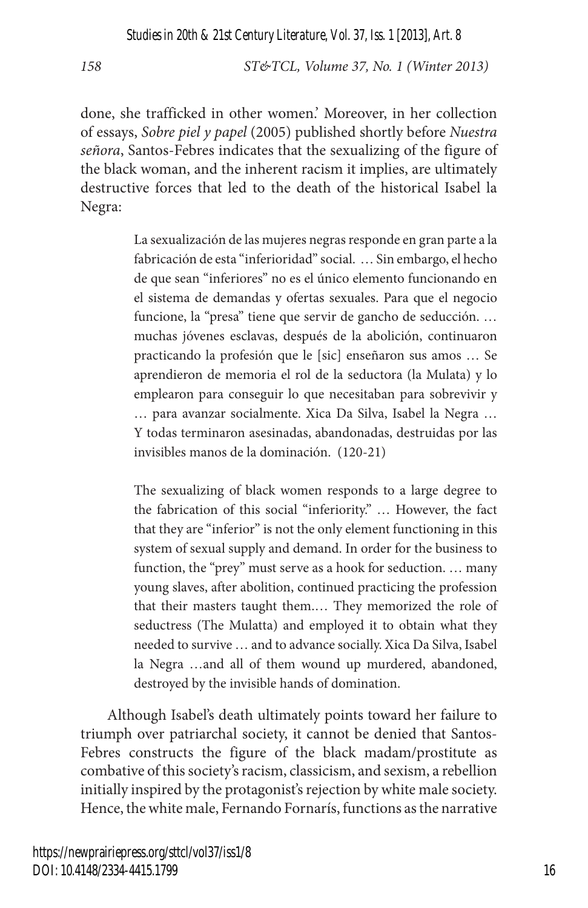done, she trafficked in other women.' Moreover, in her collection of essays, *Sobre piel y papel* (2005) published shortly before *Nuestra señora*, Santos-Febres indicates that the sexualizing of the figure of the black woman, and the inherent racism it implies, are ultimately destructive forces that led to the death of the historical Isabel la Negra:

> La sexualización de las mujeres negras responde en gran parte a la fabricación de esta "inferioridad" social. … Sin embargo, el hecho de que sean "inferiores" no es el único elemento funcionando en el sistema de demandas y ofertas sexuales. Para que el negocio funcione, la "presa" tiene que servir de gancho de seducción. … muchas jóvenes esclavas, después de la abolición, continuaron practicando la profesión que le [sic] enseñaron sus amos … Se aprendieron de memoria el rol de la seductora (la Mulata) y lo emplearon para conseguir lo que necesitaban para sobrevivir y … para avanzar socialmente. Xica Da Silva, Isabel la Negra … Y todas terminaron asesinadas, abandonadas, destruidas por las invisibles manos de la dominación. (120-21)

> The sexualizing of black women responds to a large degree to the fabrication of this social "inferiority." … However, the fact that they are "inferior" is not the only element functioning in this system of sexual supply and demand. In order for the business to function, the "prey" must serve as a hook for seduction. … many young slaves, after abolition, continued practicing the profession that their masters taught them.… They memorized the role of seductress (The Mulatta) and employed it to obtain what they needed to survive … and to advance socially. Xica Da Silva, Isabel la Negra …and all of them wound up murdered, abandoned, destroyed by the invisible hands of domination.

Although Isabel's death ultimately points toward her failure to triumph over patriarchal society, it cannot be denied that Santos-Febres constructs the figure of the black madam/prostitute as combative of this society's racism, classicism, and sexism, a rebellion initially inspired by the protagonist's rejection by white male society. Hence, the white male, Fernando Fornarís, functions as the narrative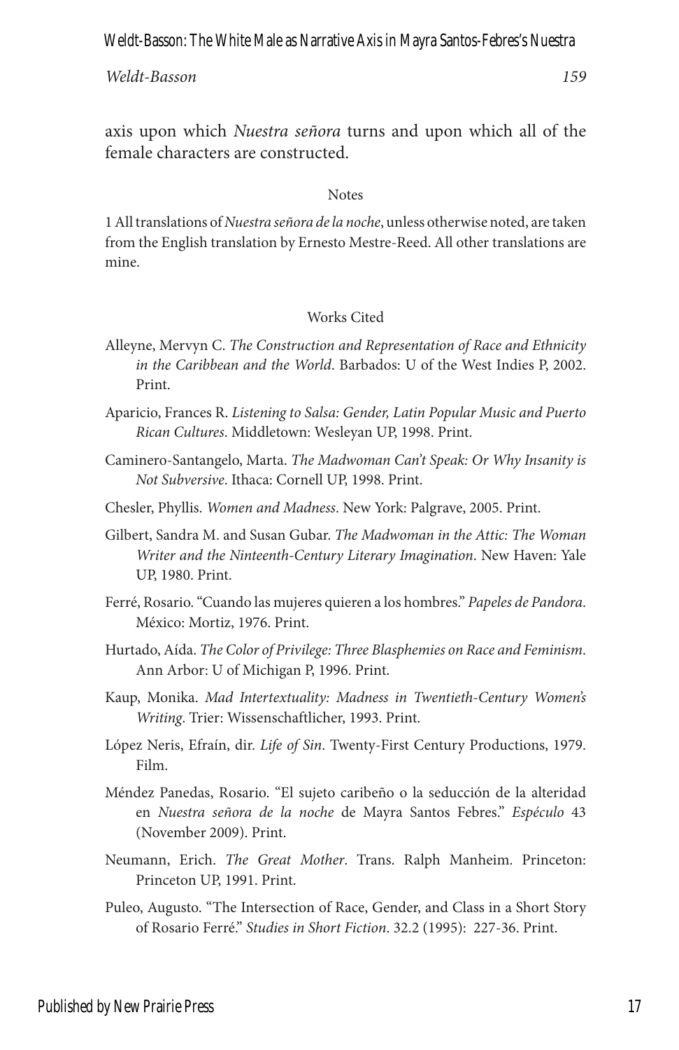axis upon which *Nuestra señora* turns and upon which all of the female characters are constructed.

## Notes

1 All translations of *Nuestra señora de la noche*, unless otherwise noted, are taken from the English translation by Ernesto Mestre-Reed. All other translations are mine.

## Works Cited

Alleyne, Mervyn C. *The Construction and Representation of Race and Ethnicity in the Caribbean and the World*. Barbados: U of the West Indies P, 2002. Print.

Aparicio, Frances R. *Listening to Salsa: Gender, Latin Popular Music and Puerto Rican Cultures*. Middletown: Wesleyan UP, 1998. Print.

Caminero-Santangelo, Marta. *The Madwoman Can't Speak: Or Why Insanity is Not Subversive*. Ithaca: Cornell UP, 1998. Print.

Chesler, Phyllis. *Women and Madness*. New York: Palgrave, 2005. Print.

Gilbert, Sandra M. and Susan Gubar. *The Madwoman in the Attic: The Woman Writer and the Ninteenth-Century Literary Imagination*. New Haven: Yale UP, 1980. Print.

Ferré, Rosario. "Cuando las mujeres quieren a los hombres." *Papeles de Pandora*. México: Mortiz, 1976. Print.

Hurtado, Aída. *The Color of Privilege: Three Blasphemies on Race and Feminism*. Ann Arbor: U of Michigan P, 1996. Print.

Kaup, Monika. *Mad Intertextuality: Madness in Twentieth-Century Women's Writing*. Trier: Wissenschaftlicher, 1993. Print.

López Neris, Efraín, dir. *Life of Sin*. Twenty-First Century Productions, 1979. Film.

Méndez Panedas, Rosario. "El sujeto caribeño o la seducción de la alteridad en *Nuestra señora de la noche* de Mayra Santos Febres." *Espéculo* 43 (November 2009). Print.

Neumann, Erich. *The Great Mother*. Trans. Ralph Manheim. Princeton: Princeton UP, 1991. Print.

Puleo, Augusto. "The Intersection of Race, Gender, and Class in a Short Story of Rosario Ferré." *Studies in Short Fiction*. 32.2 (1995): 227-36. Print.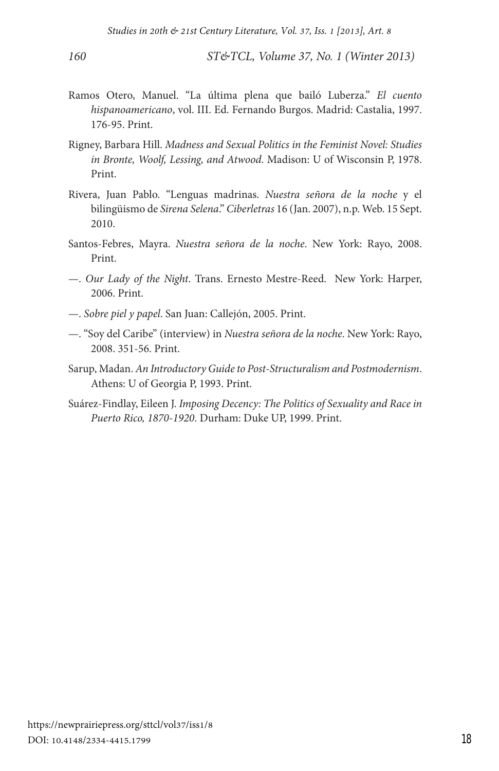Ramos Otero, Manuel. "La última plena que bailó Luberza." *El cuento hispanoamericano*, vol. III. Ed. Fernando Burgos. Madrid: Castalia, 1997. 176-95. Print.

Rigney, Barbara Hill. *Madness and Sexual Politics in the Feminist Novel: Studies in Bronte, Woolf, Lessing, and Atwood*. Madison: U of Wisconsin P, 1978. Print.

Rivera, Juan Pablo. "Lenguas madrinas. *Nuestra señora de la noche* y el bilingüismo de *Sirena Selena*." *Ciberletras* 16 (Jan. 2007), n.p. Web. 15 Sept. 2010.

Santos-Febres, Mayra. *Nuestra señora de la noche*. New York: Rayo, 2008. Print.

—. *Our Lady of the Night*. Trans. Ernesto Mestre-Reed. New York: Harper, 2006. Print.

—. *Sobre piel y papel*. San Juan: Callejón, 2005. Print.

—. "Soy del Caribe" (interview) in *Nuestra señora de la noche*. New York: Rayo, 2008. 351-56. Print.

Sarup, Madan. *An Introductory Guide to Post-Structuralism and Postmodernism*. Athens: U of Georgia P, 1993. Print.

Suárez-Findlay, Eileen J. *Imposing Decency: The Politics of Sexuality and Race in Puerto Rico, 1870-1920*. Durham: Duke UP, 1999. Print.